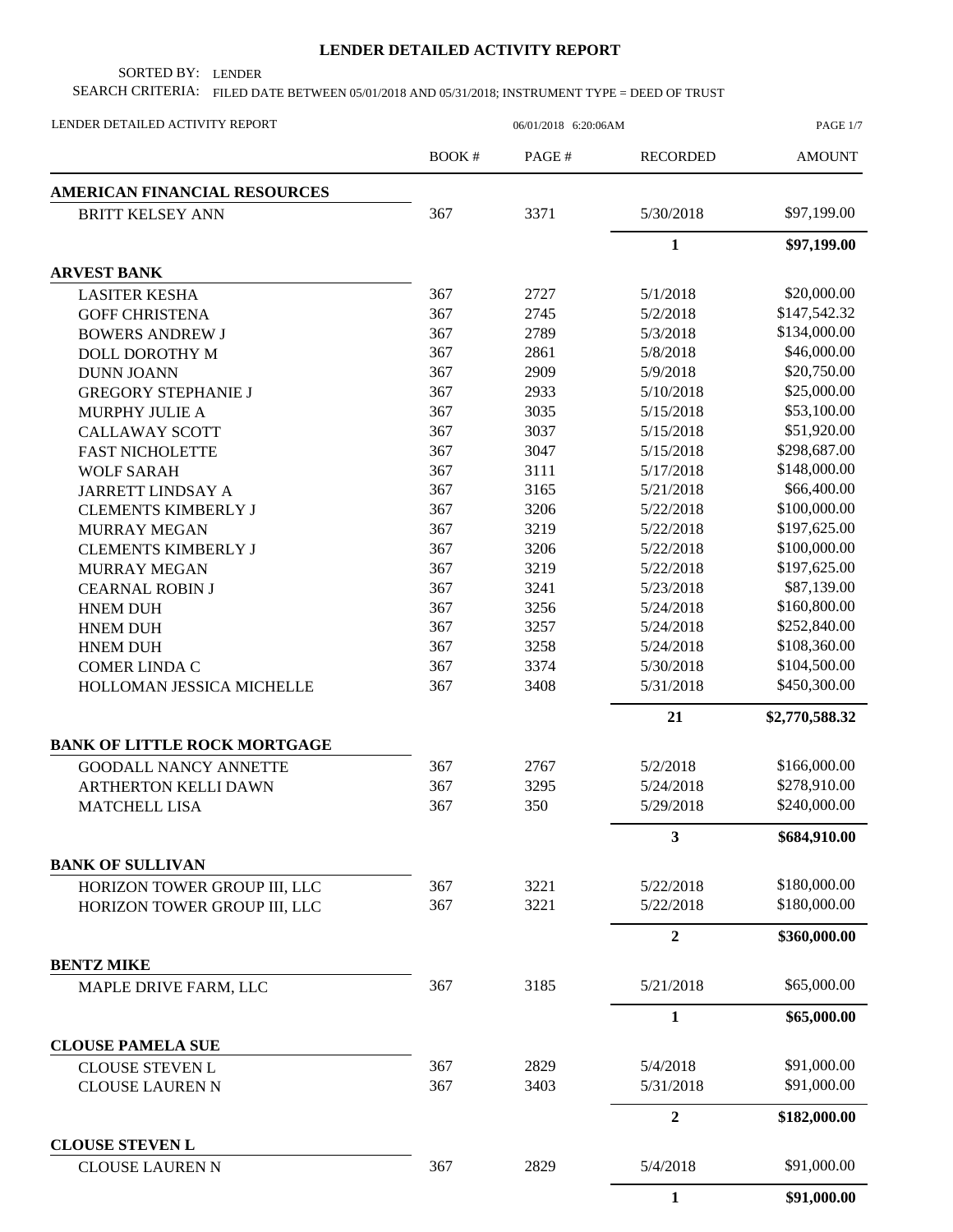# LENDER DETAILED ACTIVITY REPORT

SORTED BY: LENDER

SEARCH CRITERIA: FILED DATE BETWEEN 05/01/2018 AND 05/31/2018; INSTRUMENT TYPE = DEED OF TRUST

LENDER DETAILED ACTIVITY REPORT — 06/01/2018 6:20:06AM

| | BOOK # | PAGE # | RECORDED | AMOUNT |
|---|---|---|---|---|
| **AMERICAN FINANCIAL RESOURCES** | | | | |
| BRITT KELSEY ANN | 367 | 3371 | 5/30/2018 | $97,199.00 |
| | | | **1** | **$97,199.00** |
| **ARVEST BANK** | | | | |
| LASITER KESHA | 367 | 2727 | 5/1/2018 | $20,000.00 |
| GOFF CHRISTENA | 367 | 2745 | 5/2/2018 | $147,542.32 |
| BOWERS ANDREW J | 367 | 2789 | 5/3/2018 | $134,000.00 |
| DOLL DOROTHY M | 367 | 2861 | 5/8/2018 | $46,000.00 |
| DUNN JOANN | 367 | 2909 | 5/9/2018 | $20,750.00 |
| GREGORY STEPHANIE J | 367 | 2933 | 5/10/2018 | $25,000.00 |
| MURPHY JULIE A | 367 | 3035 | 5/15/2018 | $53,100.00 |
| CALLAWAY SCOTT | 367 | 3037 | 5/15/2018 | $51,920.00 |
| FAST NICHOLETTE | 367 | 3047 | 5/15/2018 | $298,687.00 |
| WOLF SARAH | 367 | 3111 | 5/17/2018 | $148,000.00 |
| JARRETT LINDSAY A | 367 | 3165 | 5/21/2018 | $66,400.00 |
| CLEMENTS KIMBERLY J | 367 | 3206 | 5/22/2018 | $100,000.00 |
| MURRAY MEGAN | 367 | 3219 | 5/22/2018 | $197,625.00 |
| CLEMENTS KIMBERLY J | 367 | 3206 | 5/22/2018 | $100,000.00 |
| MURRAY MEGAN | 367 | 3219 | 5/22/2018 | $197,625.00 |
| CEARNAL ROBIN J | 367 | 3241 | 5/23/2018 | $87,139.00 |
| HNEM DUH | 367 | 3256 | 5/24/2018 | $160,800.00 |
| HNEM DUH | 367 | 3257 | 5/24/2018 | $252,840.00 |
| HNEM DUH | 367 | 3258 | 5/24/2018 | $108,360.00 |
| COMER LINDA C | 367 | 3374 | 5/30/2018 | $104,500.00 |
| HOLLOMAN JESSICA MICHELLE | 367 | 3408 | 5/31/2018 | $450,300.00 |
| | | | **21** | **$2,770,588.32** |
| **BANK OF LITTLE ROCK MORTGAGE** | | | | |
| GOODALL NANCY ANNETTE | 367 | 2767 | 5/2/2018 | $166,000.00 |
| ARTHERTON KELLI DAWN | 367 | 3295 | 5/24/2018 | $278,910.00 |
| MATCHELL LISA | 367 | 350 | 5/29/2018 | $240,000.00 |
| | | | **3** | **$684,910.00** |
| **BANK OF SULLIVAN** | | | | |
| HORIZON TOWER GROUP III, LLC | 367 | 3221 | 5/22/2018 | $180,000.00 |
| HORIZON TOWER GROUP III, LLC | 367 | 3221 | 5/22/2018 | $180,000.00 |
| | | | **2** | **$360,000.00** |
| **BENTZ MIKE** | | | | |
| MAPLE DRIVE FARM, LLC | 367 | 3185 | 5/21/2018 | $65,000.00 |
| | | | **1** | **$65,000.00** |
| **CLOUSE PAMELA SUE** | | | | |
| CLOUSE STEVEN L | 367 | 2829 | 5/4/2018 | $91,000.00 |
| CLOUSE LAUREN N | 367 | 3403 | 5/31/2018 | $91,000.00 |
| | | | **2** | **$182,000.00** |
| **CLOUSE STEVEN L** | | | | |
| CLOUSE LAUREN N | 367 | 2829 | 5/4/2018 | $91,000.00 |
| | | | **1** | **$91,000.00** |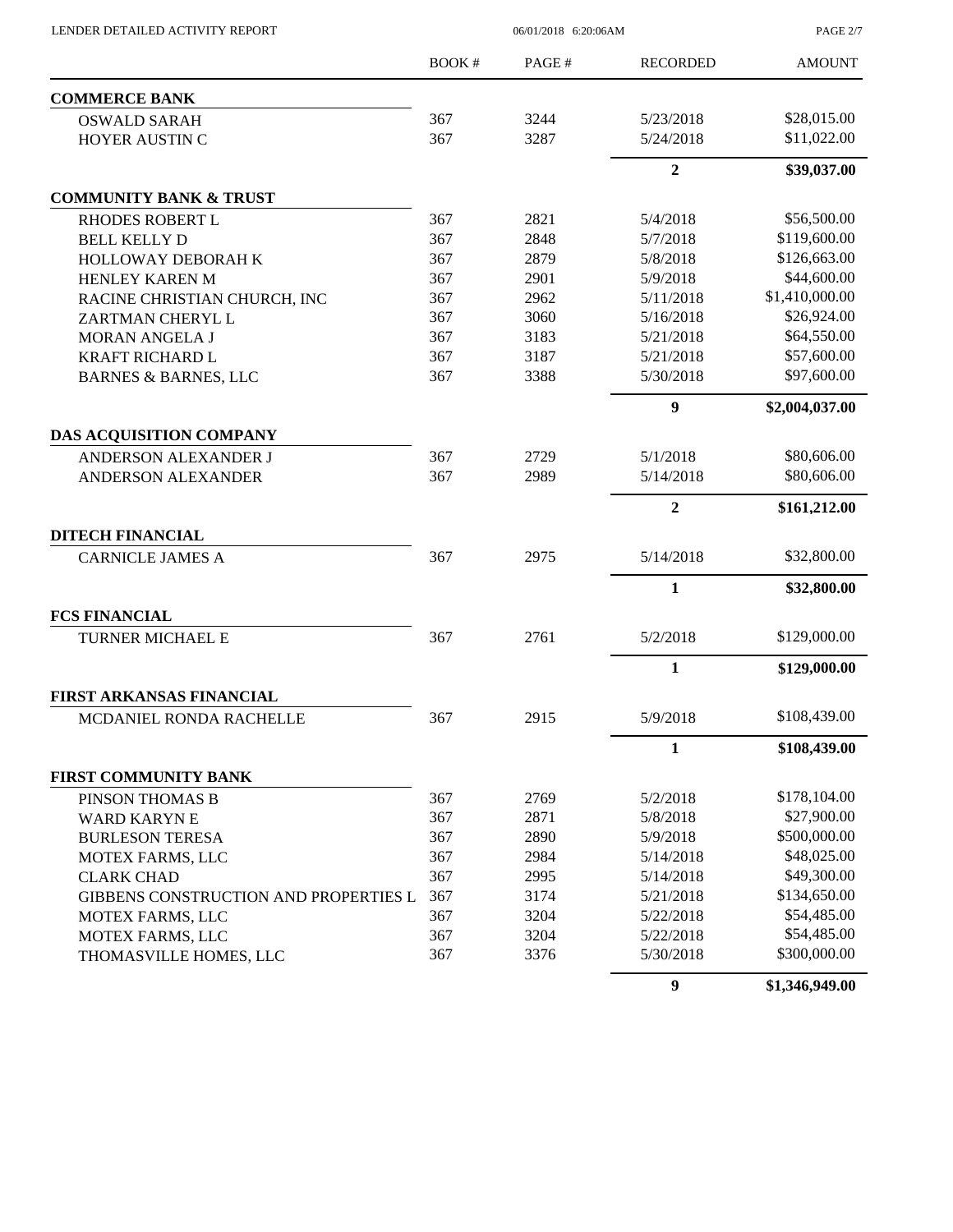| | BOOK # | PAGE # | RECORDED | AMOUNT |
|---|---|---|---|---|
| **COMMERCE BANK** | | | | |
| OSWALD SARAH | 367 | 3244 | 5/23/2018 | $28,015.00 |
| HOYER AUSTIN C | 367 | 3287 | 5/24/2018 | $11,022.00 |
| | | | **2** | **$39,037.00** |
| **COMMUNITY BANK & TRUST** | | | | |
| RHODES ROBERT L | 367 | 2821 | 5/4/2018 | $56,500.00 |
| BELL KELLY D | 367 | 2848 | 5/7/2018 | $119,600.00 |
| HOLLOWAY DEBORAH K | 367 | 2879 | 5/8/2018 | $126,663.00 |
| HENLEY KAREN M | 367 | 2901 | 5/9/2018 | $44,600.00 |
| RACINE CHRISTIAN CHURCH, INC | 367 | 2962 | 5/11/2018 | $1,410,000.00 |
| ZARTMAN CHERYL L | 367 | 3060 | 5/16/2018 | $26,924.00 |
| MORAN ANGELA J | 367 | 3183 | 5/21/2018 | $64,550.00 |
| KRAFT RICHARD L | 367 | 3187 | 5/21/2018 | $57,600.00 |
| BARNES & BARNES, LLC | 367 | 3388 | 5/30/2018 | $97,600.00 |
| | | | **9** | **$2,004,037.00** |
| **DAS ACQUISITION COMPANY** | | | | |
| ANDERSON ALEXANDER J | 367 | 2729 | 5/1/2018 | $80,606.00 |
| ANDERSON ALEXANDER | 367 | 2989 | 5/14/2018 | $80,606.00 |
| | | | **2** | **$161,212.00** |
| **DITECH FINANCIAL** | | | | |
| CARNICLE JAMES A | 367 | 2975 | 5/14/2018 | $32,800.00 |
| | | | **1** | **$32,800.00** |
| **FCS FINANCIAL** | | | | |
| TURNER MICHAEL E | 367 | 2761 | 5/2/2018 | $129,000.00 |
| | | | **1** | **$129,000.00** |
| **FIRST ARKANSAS FINANCIAL** | | | | |
| MCDANIEL RONDA RACHELLE | 367 | 2915 | 5/9/2018 | $108,439.00 |
| | | | **1** | **$108,439.00** |
| **FIRST COMMUNITY BANK** | | | | |
| PINSON THOMAS B | 367 | 2769 | 5/2/2018 | $178,104.00 |
| WARD KARYN E | 367 | 2871 | 5/8/2018 | $27,900.00 |
| BURLESON TERESA | 367 | 2890 | 5/9/2018 | $500,000.00 |
| MOTEX FARMS, LLC | 367 | 2984 | 5/14/2018 | $48,025.00 |
| CLARK CHAD | 367 | 2995 | 5/14/2018 | $49,300.00 |
| GIBBENS CONSTRUCTION AND PROPERTIES L | 367 | 3174 | 5/21/2018 | $134,650.00 |
| MOTEX FARMS, LLC | 367 | 3204 | 5/22/2018 | $54,485.00 |
| MOTEX FARMS, LLC | 367 | 3204 | 5/22/2018 | $54,485.00 |
| THOMASVILLE HOMES, LLC | 367 | 3376 | 5/30/2018 | $300,000.00 |
| | | | **9** | **$1,346,949.00** |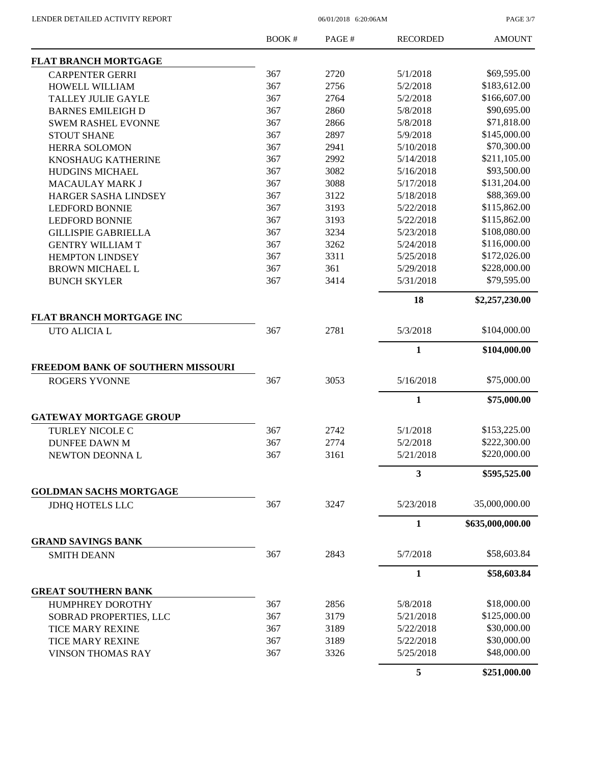| | BOOK # | PAGE # | RECORDED | AMOUNT |
|---|---|---|---|---|
| **FLAT BRANCH MORTGAGE** | | | | |
| CARPENTER GERRI | 367 | 2720 | 5/1/2018 | $69,595.00 |
| HOWELL WILLIAM | 367 | 2756 | 5/2/2018 | $183,612.00 |
| TALLEY JULIE GAYLE | 367 | 2764 | 5/2/2018 | $166,607.00 |
| BARNES EMILEIGH D | 367 | 2860 | 5/8/2018 | $90,695.00 |
| SWEM RASHEL EVONNE | 367 | 2866 | 5/8/2018 | $71,818.00 |
| STOUT SHANE | 367 | 2897 | 5/9/2018 | $145,000.00 |
| HERRA SOLOMON | 367 | 2941 | 5/10/2018 | $70,300.00 |
| KNOSHAUG KATHERINE | 367 | 2992 | 5/14/2018 | $211,105.00 |
| HUDGINS MICHAEL | 367 | 3082 | 5/16/2018 | $93,500.00 |
| MACAULAY MARK J | 367 | 3088 | 5/17/2018 | $131,204.00 |
| HARGER SASHA LINDSEY | 367 | 3122 | 5/18/2018 | $88,369.00 |
| LEDFORD BONNIE | 367 | 3193 | 5/22/2018 | $115,862.00 |
| LEDFORD BONNIE | 367 | 3193 | 5/22/2018 | $115,862.00 |
| GILLISPIE GABRIELLA | 367 | 3234 | 5/23/2018 | $108,080.00 |
| GENTRY WILLIAM T | 367 | 3262 | 5/24/2018 | $116,000.00 |
| HEMPTON LINDSEY | 367 | 3311 | 5/25/2018 | $172,026.00 |
| BROWN MICHAEL L | 367 | 361 | 5/29/2018 | $228,000.00 |
| BUNCH SKYLER | 367 | 3414 | 5/31/2018 | $79,595.00 |
| | | | **18** | **$2,257,230.00** |
| **FLAT BRANCH MORTGAGE INC** | | | | |
| UTO ALICIA L | 367 | 2781 | 5/3/2018 | $104,000.00 |
| | | | **1** | **$104,000.00** |
| **FREEDOM BANK OF SOUTHERN MISSOURI** | | | | |
| ROGERS YVONNE | 367 | 3053 | 5/16/2018 | $75,000.00 |
| | | | **1** | **$75,000.00** |
| **GATEWAY MORTGAGE GROUP** | | | | |
| TURLEY NICOLE C | 367 | 2742 | 5/1/2018 | $153,225.00 |
| DUNFEE DAWN M | 367 | 2774 | 5/2/2018 | $222,300.00 |
| NEWTON DEONNA L | 367 | 3161 | 5/21/2018 | $220,000.00 |
| | | | **3** | **$595,525.00** |
| **GOLDMAN SACHS MORTGAGE** | | | | |
| JDHQ HOTELS LLC | 367 | 3247 | 5/23/2018 | 35,000,000.00 |
| | | | **1** | **$635,000,000.00** |
| **GRAND SAVINGS BANK** | | | | |
| SMITH DEANN | 367 | 2843 | 5/7/2018 | $58,603.84 |
| | | | **1** | **$58,603.84** |
| **GREAT SOUTHERN BANK** | | | | |
| HUMPHREY DOROTHY | 367 | 2856 | 5/8/2018 | $18,000.00 |
| SOBRAD PROPERTIES, LLC | 367 | 3179 | 5/21/2018 | $125,000.00 |
| TICE MARY REXINE | 367 | 3189 | 5/22/2018 | $30,000.00 |
| TICE MARY REXINE | 367 | 3189 | 5/22/2018 | $30,000.00 |
| VINSON THOMAS RAY | 367 | 3326 | 5/25/2018 | $48,000.00 |
| | | | **5** | **$251,000.00** |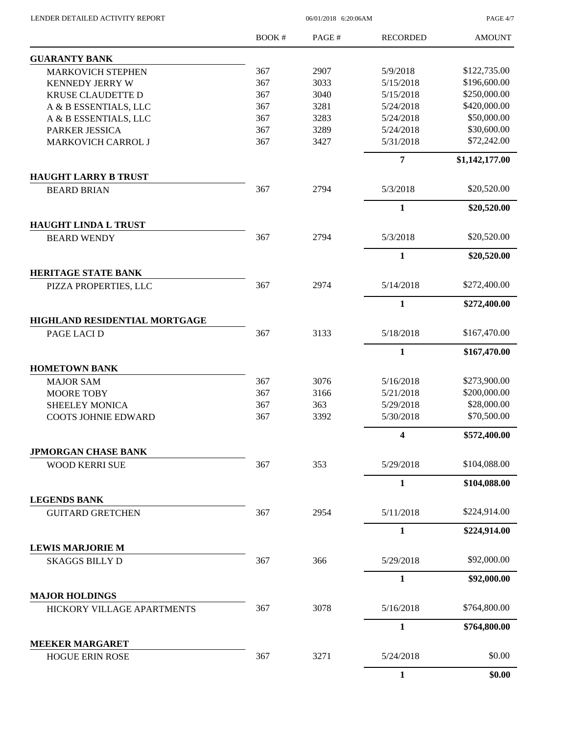| | BOOK # | PAGE # | RECORDED | AMOUNT |
|---|---|---|---|---|
| **GUARANTY BANK** | | | | |
| MARKOVICH STEPHEN | 367 | 2907 | 5/9/2018 | $122,735.00 |
| KENNEDY JERRY W | 367 | 3033 | 5/15/2018 | $196,600.00 |
| KRUSE CLAUDETTE D | 367 | 3040 | 5/15/2018 | $250,000.00 |
| A & B ESSENTIALS, LLC | 367 | 3281 | 5/24/2018 | $420,000.00 |
| A & B ESSENTIALS, LLC | 367 | 3283 | 5/24/2018 | $50,000.00 |
| PARKER JESSICA | 367 | 3289 | 5/24/2018 | $30,600.00 |
| MARKOVICH CARROL J | 367 | 3427 | 5/31/2018 | $72,242.00 |
| | | | **7** | **$1,142,177.00** |
| **HAUGHT LARRY B TRUST** | | | | |
| BEARD BRIAN | 367 | 2794 | 5/3/2018 | $20,520.00 |
| | | | **1** | **$20,520.00** |
| **HAUGHT LINDA L TRUST** | | | | |
| BEARD WENDY | 367 | 2794 | 5/3/2018 | $20,520.00 |
| | | | **1** | **$20,520.00** |
| **HERITAGE STATE BANK** | | | | |
| PIZZA PROPERTIES, LLC | 367 | 2974 | 5/14/2018 | $272,400.00 |
| | | | **1** | **$272,400.00** |
| **HIGHLAND RESIDENTIAL MORTGAGE** | | | | |
| PAGE LACI D | 367 | 3133 | 5/18/2018 | $167,470.00 |
| | | | **1** | **$167,470.00** |
| **HOMETOWN BANK** | | | | |
| MAJOR SAM | 367 | 3076 | 5/16/2018 | $273,900.00 |
| MOORE TOBY | 367 | 3166 | 5/21/2018 | $200,000.00 |
| SHEELEY MONICA | 367 | 363 | 5/29/2018 | $28,000.00 |
| COOTS JOHNIE EDWARD | 367 | 3392 | 5/30/2018 | $70,500.00 |
| | | | **4** | **$572,400.00** |
| **JPMORGAN CHASE BANK** | | | | |
| WOOD KERRI SUE | 367 | 353 | 5/29/2018 | $104,088.00 |
| | | | **1** | **$104,088.00** |
| **LEGENDS BANK** | | | | |
| GUITARD GRETCHEN | 367 | 2954 | 5/11/2018 | $224,914.00 |
| | | | **1** | **$224,914.00** |
| **LEWIS MARJORIE M** | | | | |
| SKAGGS BILLY D | 367 | 366 | 5/29/2018 | $92,000.00 |
| | | | **1** | **$92,000.00** |
| **MAJOR HOLDINGS** | | | | |
| HICKORY VILLAGE APARTMENTS | 367 | 3078 | 5/16/2018 | $764,800.00 |
| | | | **1** | **$764,800.00** |
| **MEEKER MARGARET** | | | | |
| HOGUE ERIN ROSE | 367 | 3271 | 5/24/2018 | $0.00 |
| | | | **1** | **$0.00** |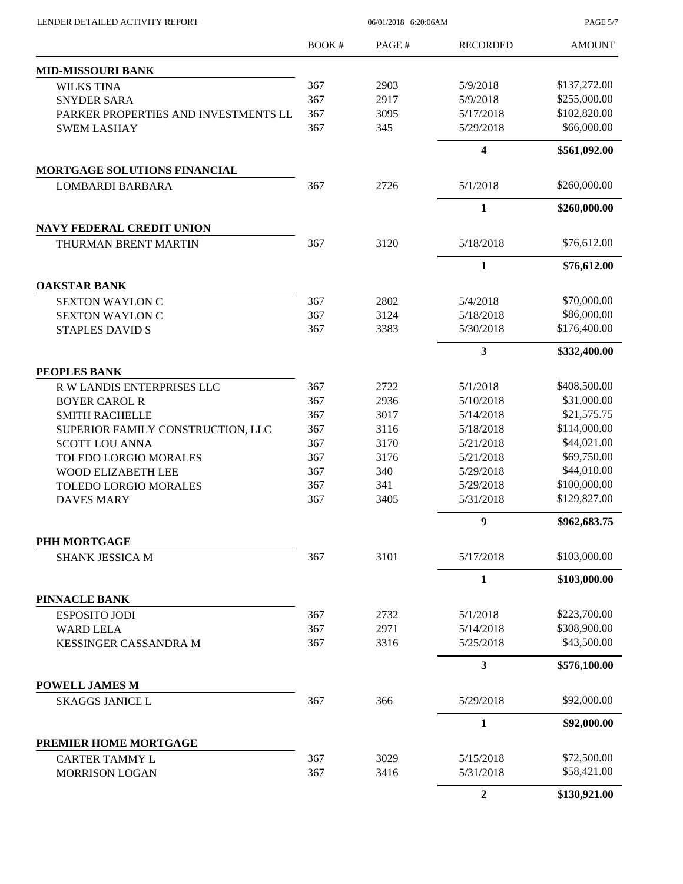| | BOOK # | PAGE # | RECORDED | AMOUNT |
|---|---|---|---|---|
| **MID-MISSOURI BANK** | | | | |
| WILKS TINA | 367 | 2903 | 5/9/2018 | $137,272.00 |
| SNYDER SARA | 367 | 2917 | 5/9/2018 | $255,000.00 |
| PARKER PROPERTIES AND INVESTMENTS LL | 367 | 3095 | 5/17/2018 | $102,820.00 |
| SWEM LASHAY | 367 | 345 | 5/29/2018 | $66,000.00 |
| | | | **4** | **$561,092.00** |
| **MORTGAGE SOLUTIONS FINANCIAL** | | | | |
| LOMBARDI BARBARA | 367 | 2726 | 5/1/2018 | $260,000.00 |
| | | | **1** | **$260,000.00** |
| **NAVY FEDERAL CREDIT UNION** | | | | |
| THURMAN BRENT MARTIN | 367 | 3120 | 5/18/2018 | $76,612.00 |
| | | | **1** | **$76,612.00** |
| **OAKSTAR BANK** | | | | |
| SEXTON WAYLON C | 367 | 2802 | 5/4/2018 | $70,000.00 |
| SEXTON WAYLON C | 367 | 3124 | 5/18/2018 | $86,000.00 |
| STAPLES DAVID S | 367 | 3383 | 5/30/2018 | $176,400.00 |
| | | | **3** | **$332,400.00** |
| **PEOPLES BANK** | | | | |
| R W LANDIS ENTERPRISES LLC | 367 | 2722 | 5/1/2018 | $408,500.00 |
| BOYER CAROL R | 367 | 2936 | 5/10/2018 | $31,000.00 |
| SMITH RACHELLE | 367 | 3017 | 5/14/2018 | $21,575.75 |
| SUPERIOR FAMILY CONSTRUCTION, LLC | 367 | 3116 | 5/18/2018 | $114,000.00 |
| SCOTT LOU ANNA | 367 | 3170 | 5/21/2018 | $44,021.00 |
| TOLEDO LORGIO MORALES | 367 | 3176 | 5/21/2018 | $69,750.00 |
| WOOD ELIZABETH LEE | 367 | 340 | 5/29/2018 | $44,010.00 |
| TOLEDO LORGIO MORALES | 367 | 341 | 5/29/2018 | $100,000.00 |
| DAVES MARY | 367 | 3405 | 5/31/2018 | $129,827.00 |
| | | | **9** | **$962,683.75** |
| **PHH MORTGAGE** | | | | |
| SHANK JESSICA M | 367 | 3101 | 5/17/2018 | $103,000.00 |
| | | | **1** | **$103,000.00** |
| **PINNACLE BANK** | | | | |
| ESPOSITO JODI | 367 | 2732 | 5/1/2018 | $223,700.00 |
| WARD LELA | 367 | 2971 | 5/14/2018 | $308,900.00 |
| KESSINGER CASSANDRA M | 367 | 3316 | 5/25/2018 | $43,500.00 |
| | | | **3** | **$576,100.00** |
| **POWELL JAMES M** | | | | |
| SKAGGS JANICE L | 367 | 366 | 5/29/2018 | $92,000.00 |
| | | | **1** | **$92,000.00** |
| **PREMIER HOME MORTGAGE** | | | | |
| CARTER TAMMY L | 367 | 3029 | 5/15/2018 | $72,500.00 |
| MORRISON LOGAN | 367 | 3416 | 5/31/2018 | $58,421.00 |
| | | | **2** | **$130,921.00** |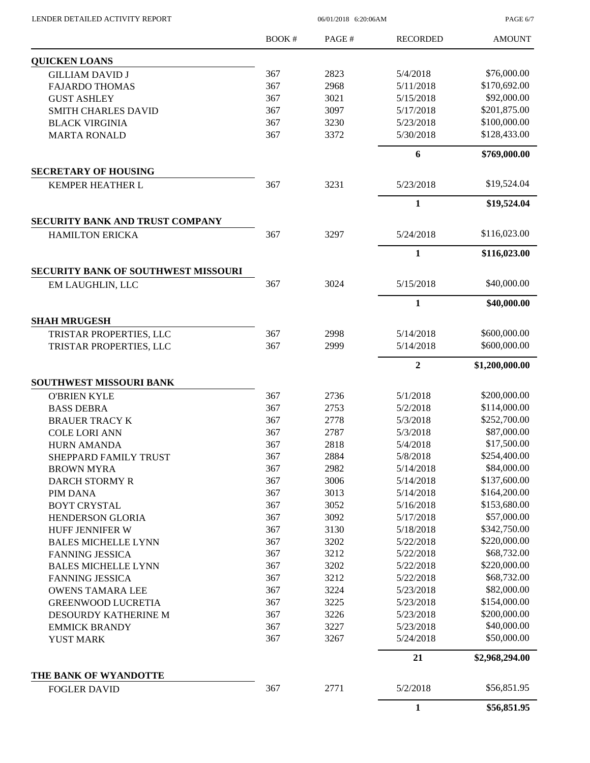| | BOOK # | PAGE # | RECORDED | AMOUNT |
|---|---|---|---|---|
| **QUICKEN LOANS** | | | | |
| GILLIAM DAVID J | 367 | 2823 | 5/4/2018 | \$76,000.00 |
| FAJARDO THOMAS | 367 | 2968 | 5/11/2018 | \$170,692.00 |
| GUST ASHLEY | 367 | 3021 | 5/15/2018 | \$92,000.00 |
| SMITH CHARLES DAVID | 367 | 3097 | 5/17/2018 | \$201,875.00 |
| BLACK VIRGINIA | 367 | 3230 | 5/23/2018 | \$100,000.00 |
| MARTA RONALD | 367 | 3372 | 5/30/2018 | \$128,433.00 |
| | | | **6** | **\$769,000.00** |
| **SECRETARY OF HOUSING** | | | | |
| KEMPER HEATHER L | 367 | 3231 | 5/23/2018 | \$19,524.04 |
| | | | **1** | **\$19,524.04** |
| **SECURITY BANK AND TRUST COMPANY** | | | | |
| HAMILTON ERICKA | 367 | 3297 | 5/24/2018 | \$116,023.00 |
| | | | **1** | **\$116,023.00** |
| **SECURITY BANK OF SOUTHWEST MISSOURI** | | | | |
| EM LAUGHLIN, LLC | 367 | 3024 | 5/15/2018 | \$40,000.00 |
| | | | **1** | **\$40,000.00** |
| **SHAH MRUGESH** | | | | |
| TRISTAR PROPERTIES, LLC | 367 | 2998 | 5/14/2018 | \$600,000.00 |
| TRISTAR PROPERTIES, LLC | 367 | 2999 | 5/14/2018 | \$600,000.00 |
| | | | **2** | **\$1,200,000.00** |
| **SOUTHWEST MISSOURI BANK** | | | | |
| O'BRIEN KYLE | 367 | 2736 | 5/1/2018 | \$200,000.00 |
| BASS DEBRA | 367 | 2753 | 5/2/2018 | \$114,000.00 |
| BRAUER TRACY K | 367 | 2778 | 5/3/2018 | \$252,700.00 |
| COLE LORI ANN | 367 | 2787 | 5/3/2018 | \$87,000.00 |
| HURN AMANDA | 367 | 2818 | 5/4/2018 | \$17,500.00 |
| SHEPPARD FAMILY TRUST | 367 | 2884 | 5/8/2018 | \$254,400.00 |
| BROWN MYRA | 367 | 2982 | 5/14/2018 | \$84,000.00 |
| DARCH STORMY R | 367 | 3006 | 5/14/2018 | \$137,600.00 |
| PIM DANA | 367 | 3013 | 5/14/2018 | \$164,200.00 |
| BOYT CRYSTAL | 367 | 3052 | 5/16/2018 | \$153,680.00 |
| HENDERSON GLORIA | 367 | 3092 | 5/17/2018 | \$57,000.00 |
| HUFF JENNIFER W | 367 | 3130 | 5/18/2018 | \$342,750.00 |
| BALES MICHELLE LYNN | 367 | 3202 | 5/22/2018 | \$220,000.00 |
| FANNING JESSICA | 367 | 3212 | 5/22/2018 | \$68,732.00 |
| BALES MICHELLE LYNN | 367 | 3202 | 5/22/2018 | \$220,000.00 |
| FANNING JESSICA | 367 | 3212 | 5/22/2018 | \$68,732.00 |
| OWENS TAMARA LEE | 367 | 3224 | 5/23/2018 | \$82,000.00 |
| GREENWOOD LUCRETIA | 367 | 3225 | 5/23/2018 | \$154,000.00 |
| DESOURDY KATHERINE M | 367 | 3226 | 5/23/2018 | \$200,000.00 |
| EMMICK BRANDY | 367 | 3227 | 5/23/2018 | \$40,000.00 |
| YUST MARK | 367 | 3267 | 5/24/2018 | \$50,000.00 |
| | | | **21** | **\$2,968,294.00** |
| **THE BANK OF WYANDOTTE** | | | | |
| FOGLER DAVID | 367 | 2771 | 5/2/2018 | \$56,851.95 |
| | | | **1** | **\$56,851.95** |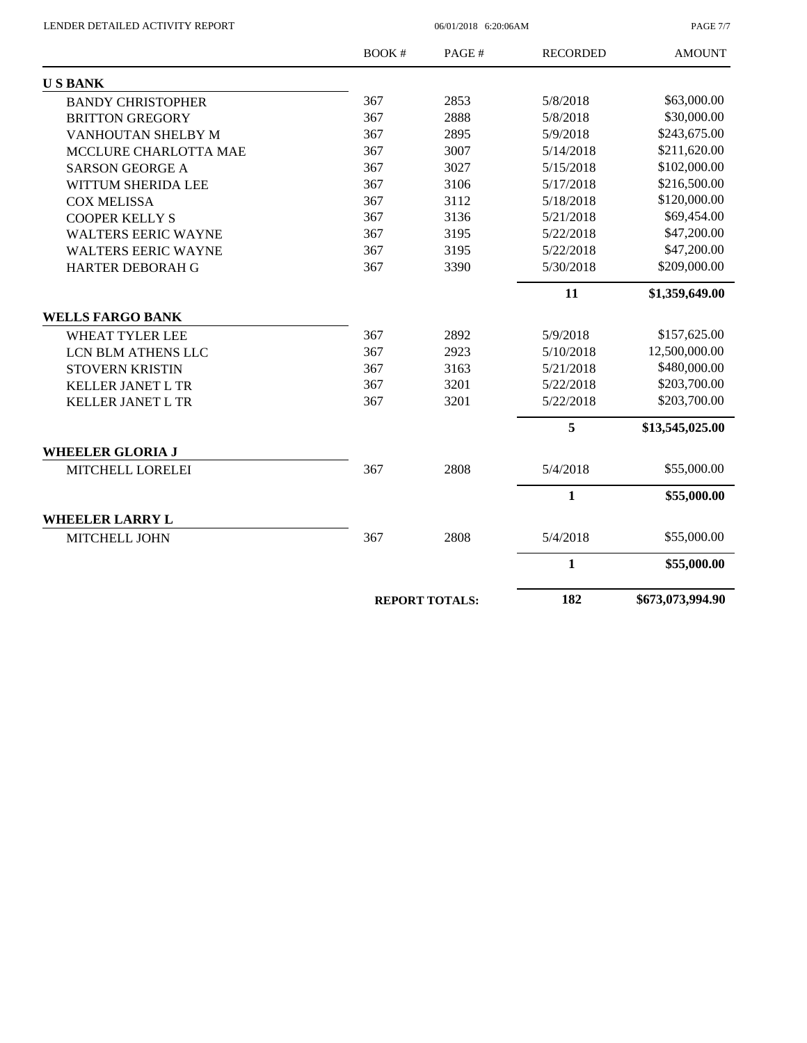| | BOOK # | PAGE # | RECORDED | AMOUNT |
|---|---|---|---|---|
| **U S BANK** | | | | |
| BANDY CHRISTOPHER | 367 | 2853 | 5/8/2018 | $63,000.00 |
| BRITTON GREGORY | 367 | 2888 | 5/8/2018 | $30,000.00 |
| VANHOUTAN SHELBY M | 367 | 2895 | 5/9/2018 | $243,675.00 |
| MCCLURE CHARLOTTA MAE | 367 | 3007 | 5/14/2018 | $211,620.00 |
| SARSON GEORGE A | 367 | 3027 | 5/15/2018 | $102,000.00 |
| WITTUM SHERIDA LEE | 367 | 3106 | 5/17/2018 | $216,500.00 |
| COX MELISSA | 367 | 3112 | 5/18/2018 | $120,000.00 |
| COOPER KELLY S | 367 | 3136 | 5/21/2018 | $69,454.00 |
| WALTERS EERIC WAYNE | 367 | 3195 | 5/22/2018 | $47,200.00 |
| WALTERS EERIC WAYNE | 367 | 3195 | 5/22/2018 | $47,200.00 |
| HARTER DEBORAH G | 367 | 3390 | 5/30/2018 | $209,000.00 |
| | | | **11** | **$1,359,649.00** |
| **WELLS FARGO BANK** | | | | |
| WHEAT TYLER LEE | 367 | 2892 | 5/9/2018 | $157,625.00 |
| LCN BLM ATHENS LLC | 367 | 2923 | 5/10/2018 | 12,500,000.00 |
| STOVERN KRISTIN | 367 | 3163 | 5/21/2018 | $480,000.00 |
| KELLER JANET L TR | 367 | 3201 | 5/22/2018 | $203,700.00 |
| KELLER JANET L TR | 367 | 3201 | 5/22/2018 | $203,700.00 |
| | | | **5** | **$13,545,025.00** |
| **WHEELER GLORIA J** | | | | |
| MITCHELL LORELEI | 367 | 2808 | 5/4/2018 | $55,000.00 |
| | | | **1** | **$55,000.00** |
| **WHEELER LARRY L** | | | | |
| MITCHELL JOHN | 367 | 2808 | 5/4/2018 | $55,000.00 |
| | | | **1** | **$55,000.00** |
| | **REPORT TOTALS:** | | **182** | **$673,073,994.90** |